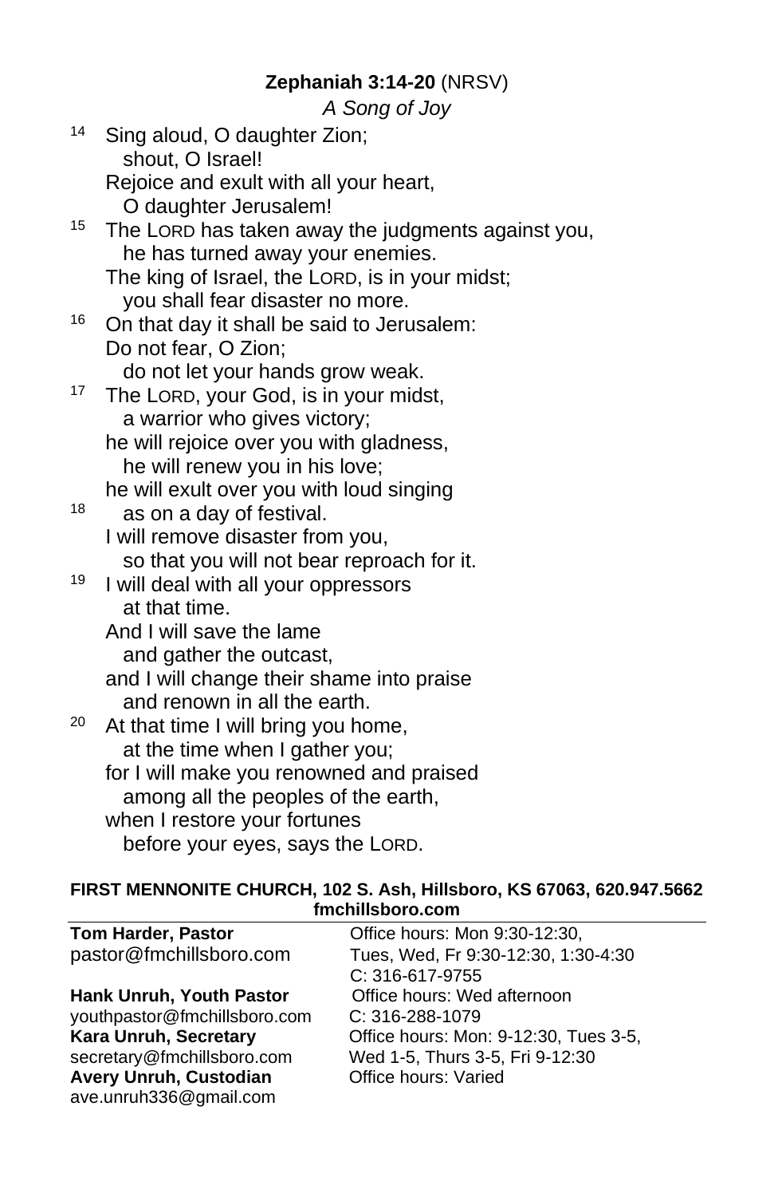**Zephaniah 3:14-20** (NRSV)

*A Song of Joy*

[14] Sing aloud, O daughter Zion;
  shout, O Israel!
 Rejoice and exult with all your heart,
  O daughter Jerusalem!
[15] The LORD has taken away the judgments against you,
  he has turned away your enemies.
 The king of Israel, the LORD, is in your midst;
  you shall fear disaster no more.
[16] On that day it shall be said to Jerusalem:
 Do not fear, O Zion;
  do not let your hands grow weak.
[17] The LORD, your God, is in your midst,
  a warrior who gives victory;
 he will rejoice over you with gladness,
  he will renew you in his love;
 he will exult over you with loud singing
[18]  as on a day of festival.
 I will remove disaster from you,
  so that you will not bear reproach for it.
[19] I will deal with all your oppressors
  at that time.
 And I will save the lame
  and gather the outcast,
 and I will change their shame into praise
  and renown in all the earth.
[20] At that time I will bring you home,
  at the time when I gather you;
 for I will make you renowned and praised
  among all the peoples of the earth,
 when I restore your fortunes
  before your eyes, says the LORD.

**FIRST MENNONITE CHURCH, 102 S. Ash, Hillsboro, KS 67063, 620.947.5662**
**fmchillsboro.com**

**Tom Harder, Pastor**
pastor@fmchillsboro.com
Office hours: Mon 9:30-12:30, Tues, Wed, Fr 9:30-12:30, 1:30-4:30
C: 316-617-9755

**Hank Unruh, Youth Pastor**
youthpastor@fmchillsboro.com
Office hours: Wed afternoon
C: 316-288-1079

**Kara Unruh, Secretary**
secretary@fmchillsboro.com
Office hours: Mon: 9-12:30, Tues 3-5, Wed 1-5, Thurs 3-5, Fri 9-12:30

**Avery Unruh, Custodian**
ave.unruh336@gmail.com
Office hours: Varied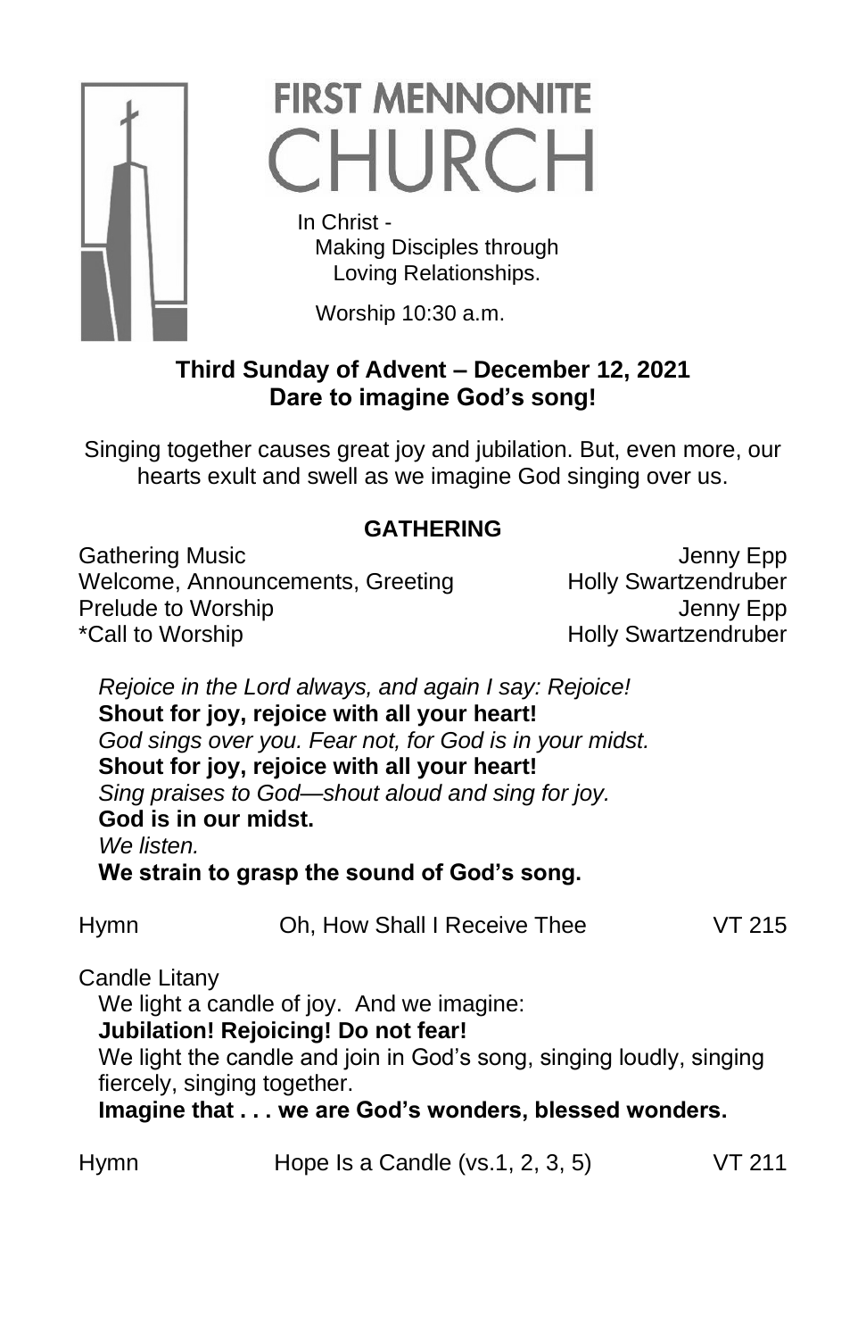# FIRST MENNONITE CHURCH

In Christ -
Making Disciples through
Loving Relationships.

Worship 10:30 a.m.

**Third Sunday of Advent – December 12, 2021**
**Dare to imagine God's song!**

Singing together causes great joy and jubilation. But, even more, our hearts exult and swell as we imagine God singing over us.

## GATHERING

Gathering Music — Jenny Epp
Welcome, Announcements, Greeting — Holly Swartzendruber
Prelude to Worship — Jenny Epp
*Call to Worship — Holly Swartzendruber

*Rejoice in the Lord always, and again I say: Rejoice!*
**Shout for joy, rejoice with all your heart!**
*God sings over you. Fear not, for God is in your midst.*
**Shout for joy, rejoice with all your heart!**
*Sing praises to God—shout aloud and sing for joy.*
**God is in our midst.**
*We listen.*
**We strain to grasp the sound of God's song.**

Hymn — Oh, How Shall I Receive Thee — VT 215

Candle Litany
We light a candle of joy. And we imagine:
**Jubilation! Rejoicing! Do not fear!**
We light the candle and join in God's song, singing loudly, singing fiercely, singing together.
**Imagine that . . . we are God's wonders, blessed wonders.**

Hymn — Hope Is a Candle (vs.1, 2, 3, 5) — VT 211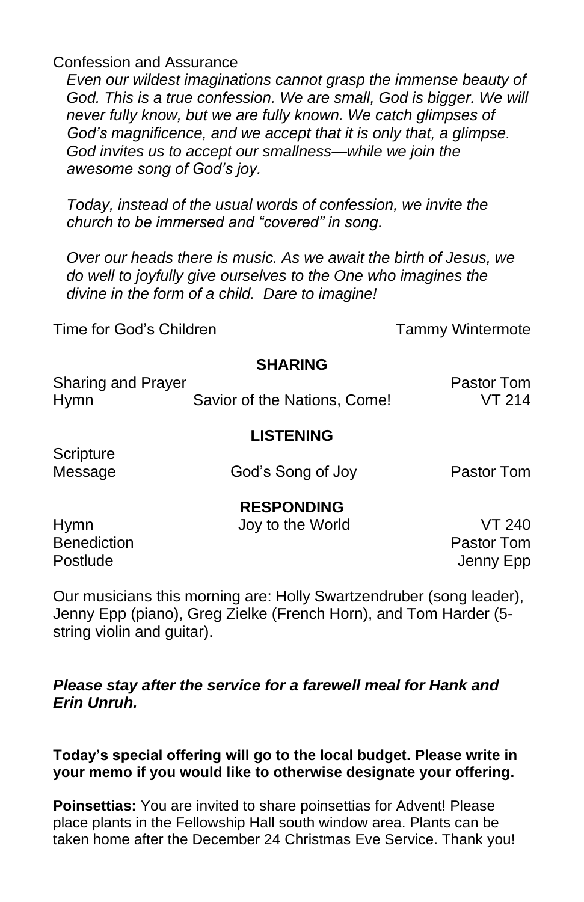Confession and Assurance

*Even our wildest imaginations cannot grasp the immense beauty of God. This is a true confession. We are small, God is bigger. We will never fully know, but we are fully known. We catch glimpses of God's magnificence, and we accept that it is only that, a glimpse. God invites us to accept our smallness—while we join the awesome song of God's joy.*

*Today, instead of the usual words of confession, we invite the church to be immersed and "covered" in song.*

*Over our heads there is music. As we await the birth of Jesus, we do well to joyfully give ourselves to the One who imagines the divine in the form of a child.  Dare to imagine!*

Time for God's Children — Tammy Wintermote

**SHARING**

Sharing and Prayer — Pastor Tom

Hymn — Savior of the Nations, Come! — VT 214

**LISTENING**

Scripture

Message — God's Song of Joy — Pastor Tom

**RESPONDING**

Hymn — Joy to the World — VT 240

Benediction — Pastor Tom

Postlude — Jenny Epp

Our musicians this morning are: Holly Swartzendruber (song leader), Jenny Epp (piano), Greg Zielke (French Horn), and Tom Harder (5-string violin and guitar).

***Please stay after the service for a farewell meal for Hank and Erin Unruh.***

**Today's special offering will go to the local budget. Please write in your memo if you would like to otherwise designate your offering.**

**Poinsettias:** You are invited to share poinsettias for Advent! Please place plants in the Fellowship Hall south window area. Plants can be taken home after the December 24 Christmas Eve Service. Thank you!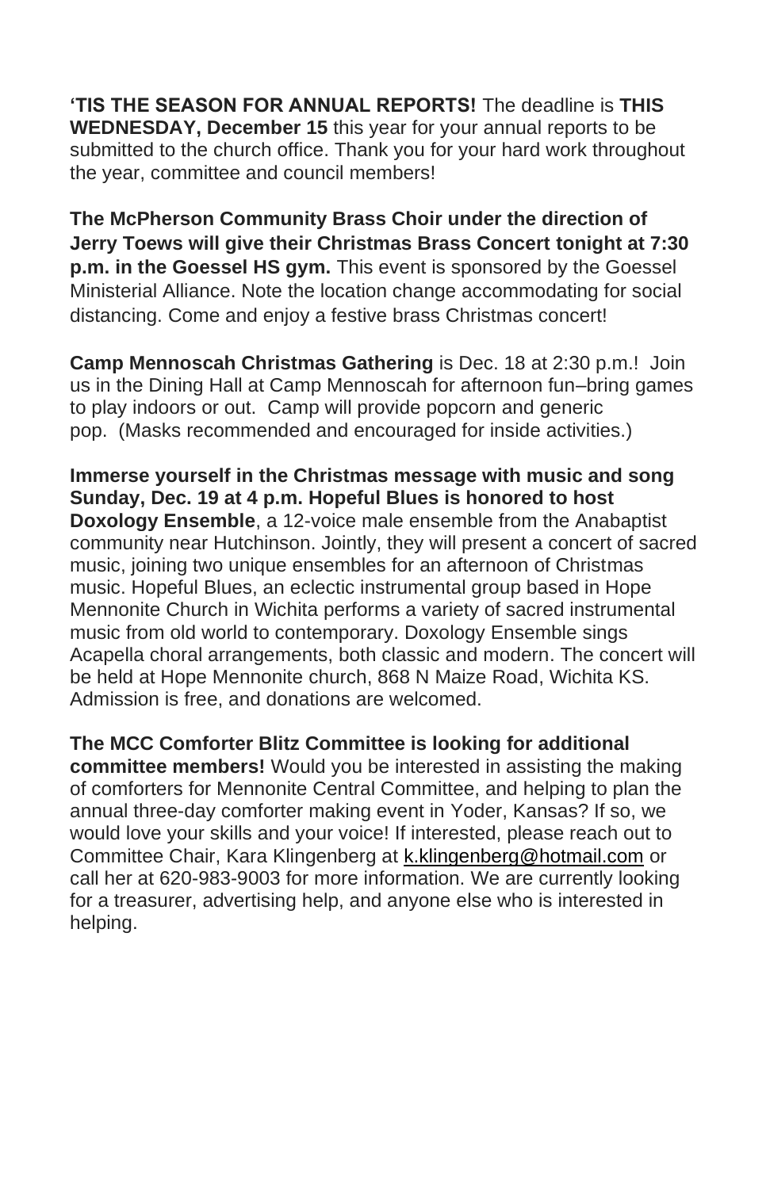**'TIS THE SEASON FOR ANNUAL REPORTS!** The deadline is **THIS WEDNESDAY, December 15** this year for your annual reports to be submitted to the church office. Thank you for your hard work throughout the year, committee and council members!

**The McPherson Community Brass Choir under the direction of Jerry Toews will give their Christmas Brass Concert tonight at 7:30 p.m. in the Goessel HS gym.** This event is sponsored by the Goessel Ministerial Alliance. Note the location change accommodating for social distancing. Come and enjoy a festive brass Christmas concert!

**Camp Mennoscah Christmas Gathering** is Dec. 18 at 2:30 p.m.! Join us in the Dining Hall at Camp Mennoscah for afternoon fun–bring games to play indoors or out. Camp will provide popcorn and generic pop. (Masks recommended and encouraged for inside activities.)

**Immerse yourself in the Christmas message with music and song Sunday, Dec. 19 at 4 p.m. Hopeful Blues is honored to host Doxology Ensemble**, a 12-voice male ensemble from the Anabaptist community near Hutchinson. Jointly, they will present a concert of sacred music, joining two unique ensembles for an afternoon of Christmas music. Hopeful Blues, an eclectic instrumental group based in Hope Mennonite Church in Wichita performs a variety of sacred instrumental music from old world to contemporary. Doxology Ensemble sings Acapella choral arrangements, both classic and modern. The concert will be held at Hope Mennonite church, 868 N Maize Road, Wichita KS. Admission is free, and donations are welcomed.

**The MCC Comforter Blitz Committee is looking for additional committee members!** Would you be interested in assisting the making of comforters for Mennonite Central Committee, and helping to plan the annual three-day comforter making event in Yoder, Kansas? If so, we would love your skills and your voice! If interested, please reach out to Committee Chair, Kara Klingenberg at k.klingenberg@hotmail.com or call her at 620-983-9003 for more information. We are currently looking for a treasurer, advertising help, and anyone else who is interested in helping.